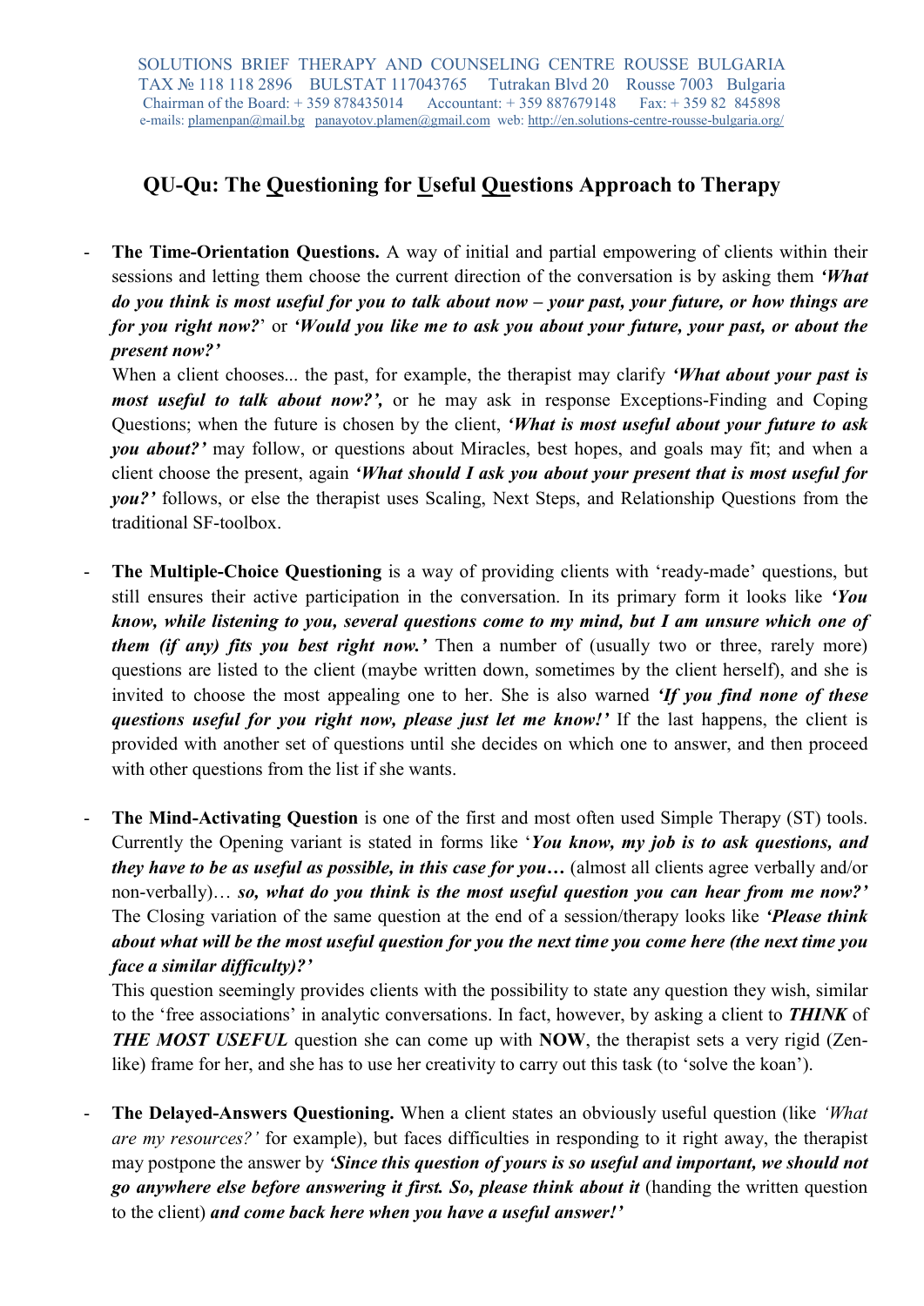SOLUTIONS BRIEF THERAPY AND COUNSELING CENTRE ROUSSE BULGARIA
TAX № 118 118 2896 BULSTAT 117043765 Tutrakan Blvd 20 Rousse 7003 Bulgaria
Chairman of the Board: + 359 878435014 Accountant: + 359 887679148 Fax: + 359 82 845898
e-mails: plamenpan@mail.bg panayotov.plamen@gmail.com web: http://en.solutions-centre-rousse-bulgaria.org/

# QU-Qu: The Questioning for Useful Questions Approach to Therapy

- **The Time-Orientation Questions.** A way of initial and partial empowering of clients within their sessions and letting them choose the current direction of the conversation is by asking them ***'What do you think is most useful for you to talk about now – your past, your future, or how things are for you right now?'*** or ***'Would you like me to ask you about your future, your past, or about the present now?'***
  When a client chooses... the past, for example, the therapist may clarify ***'What about your past is most useful to talk about now?',*** or he may ask in response Exceptions-Finding and Coping Questions; when the future is chosen by the client, ***'What is most useful about your future to ask you about?'*** may follow, or questions about Miracles, best hopes, and goals may fit; and when a client choose the present, again ***'What should I ask you about your present that is most useful for you?'*** follows, or else the therapist uses Scaling, Next Steps, and Relationship Questions from the traditional SF-toolbox.

- **The Multiple-Choice Questioning** is a way of providing clients with 'ready-made' questions, but still ensures their active participation in the conversation. In its primary form it looks like ***'You know, while listening to you, several questions come to my mind, but I am unsure which one of them (if any) fits you best right now.'*** Then a number of (usually two or three, rarely more) questions are listed to the client (maybe written down, sometimes by the client herself), and she is invited to choose the most appealing one to her. She is also warned ***'If you find none of these questions useful for you right now, please just let me know!'*** If the last happens, the client is provided with another set of questions until she decides on which one to answer, and then proceed with other questions from the list if she wants.

- **The Mind-Activating Question** is one of the first and most often used Simple Therapy (ST) tools. Currently the Opening variant is stated in forms like '***You know, my job is to ask questions, and they have to be as useful as possible, in this case for you…*** (almost all clients agree verbally and/or non-verbally)… ***so, what do you think is the most useful question you can hear from me now?'*** The Closing variation of the same question at the end of a session/therapy looks like ***'Please think about what will be the most useful question for you the next time you come here (the next time you face a similar difficulty)?'***
  This question seemingly provides clients with the possibility to state any question they wish, similar to the 'free associations' in analytic conversations. In fact, however, by asking a client to ***THINK*** of ***THE MOST USEFUL*** question she can come up with **NOW**, the therapist sets a very rigid (Zen-like) frame for her, and she has to use her creativity to carry out this task (to 'solve the koan').

- **The Delayed-Answers Questioning.** When a client states an obviously useful question (like *'What are my resources?'* for example), but faces difficulties in responding to it right away, the therapist may postpone the answer by ***'Since this question of yours is so useful and important, we should not go anywhere else before answering it first. So, please think about it*** (handing the written question to the client) ***and come back here when you have a useful answer!'***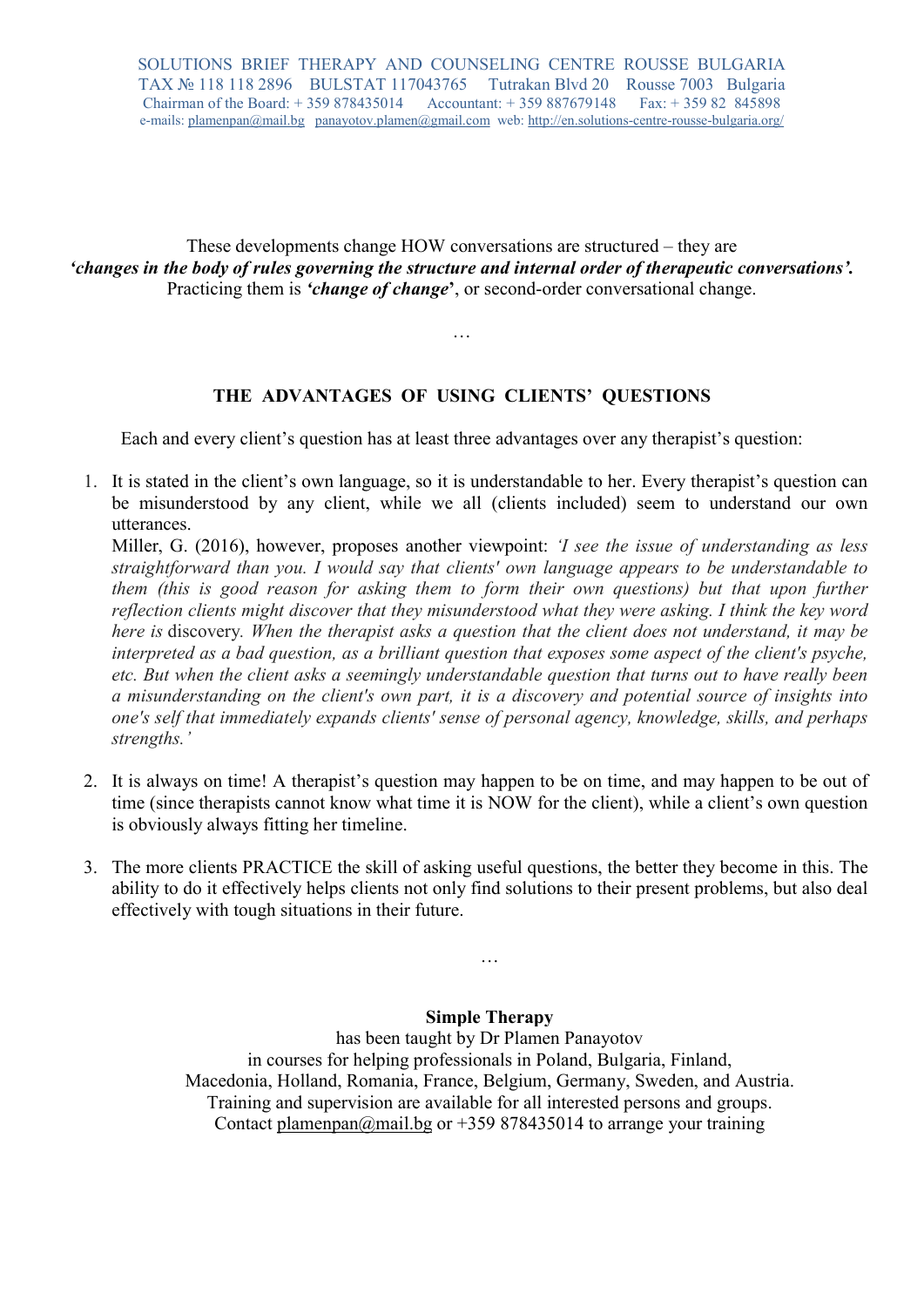These developments change HOW conversations are structured – they are
***'changes in the body of rules governing the structure and internal order of therapeutic conversations'.***
Practicing them is ***'change of change'***, or second-order conversational change.

…

## THE ADVANTAGES OF USING CLIENTS' QUESTIONS

Each and every client's question has at least three advantages over any therapist's question:

1. It is stated in the client's own language, so it is understandable to her. Every therapist's question can be misunderstood by any client, while we all (clients included) seem to understand our own utterances.
   Miller, G. (2016), however, proposes another viewpoint: *'I see the issue of understanding as less straightforward than you. I would say that clients' own language appears to be understandable to them (this is good reason for asking them to form their own questions) but that upon further reflection clients might discover that they misunderstood what they were asking. I think the key word here is* discovery*. When the therapist asks a question that the client does not understand, it may be interpreted as a bad question, as a brilliant question that exposes some aspect of the client's psyche, etc. But when the client asks a seemingly understandable question that turns out to have really been a misunderstanding on the client's own part, it is a discovery and potential source of insights into one's self that immediately expands clients' sense of personal agency, knowledge, skills, and perhaps strengths.'*

2. It is always on time! A therapist's question may happen to be on time, and may happen to be out of time (since therapists cannot know what time it is NOW for the client), while a client's own question is obviously always fitting her timeline.

3. The more clients PRACTICE the skill of asking useful questions, the better they become in this. The ability to do it effectively helps clients not only find solutions to their present problems, but also deal effectively with tough situations in their future.

…

**Simple Therapy**
has been taught by Dr Plamen Panayotov
in courses for helping professionals in Poland, Bulgaria, Finland,
Macedonia, Holland, Romania, France, Belgium, Germany, Sweden, and Austria.
Training and supervision are available for all interested persons and groups.
Contact plamenpan@mail.bg or +359 878435014 to arrange your training